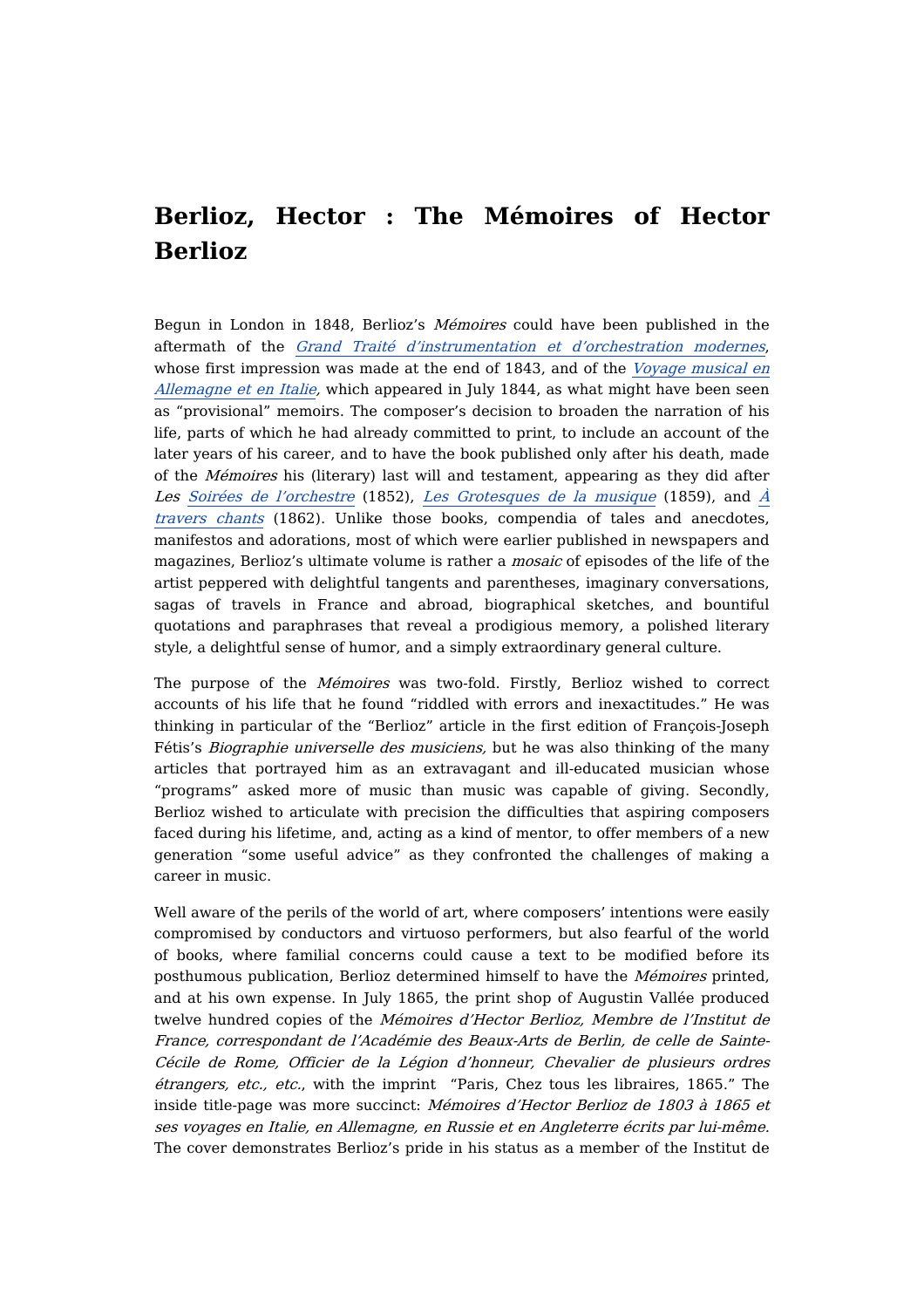# Berlioz, Hector : The Mémoires of Hector Berlioz

Begun in London in 1848, Berlioz's *Mémoires* could have been published in the aftermath of the *Grand Traité d'instrumentation et d'orchestration modernes*, whose first impression was made at the end of 1843, and of the *Voyage musical en Allemagne et en Italie*, which appeared in July 1844, as what might have been seen as "provisional" memoirs. The composer's decision to broaden the narration of his life, parts of which he had already committed to print, to include an account of the later years of his career, and to have the book published only after his death, made of the *Mémoires* his (literary) last will and testament, appearing as they did after Les *Soirées de l'orchestre* (1852), *Les Grotesques de la musique* (1859), and *À travers chants* (1862). Unlike those books, compendia of tales and anecdotes, manifestos and adorations, most of which were earlier published in newspapers and magazines, Berlioz's ultimate volume is rather a *mosaic* of episodes of the life of the artist peppered with delightful tangents and parentheses, imaginary conversations, sagas of travels in France and abroad, biographical sketches, and bountiful quotations and paraphrases that reveal a prodigious memory, a polished literary style, a delightful sense of humor, and a simply extraordinary general culture.

The purpose of the *Mémoires* was two-fold. Firstly, Berlioz wished to correct accounts of his life that he found "riddled with errors and inexactitudes." He was thinking in particular of the "Berlioz" article in the first edition of François-Joseph Fétis's *Biographie universelle des musiciens,* but he was also thinking of the many articles that portrayed him as an extravagant and ill-educated musician whose "programs" asked more of music than music was capable of giving. Secondly, Berlioz wished to articulate with precision the difficulties that aspiring composers faced during his lifetime, and, acting as a kind of mentor, to offer members of a new generation "some useful advice" as they confronted the challenges of making a career in music.

Well aware of the perils of the world of art, where composers' intentions were easily compromised by conductors and virtuoso performers, but also fearful of the world of books, where familial concerns could cause a text to be modified before its posthumous publication, Berlioz determined himself to have the *Mémoires* printed, and at his own expense. In July 1865, the print shop of Augustin Vallée produced twelve hundred copies of the *Mémoires d'Hector Berlioz, Membre de l'Institut de France, correspondant de l'Académie des Beaux-Arts de Berlin, de celle de Sainte-Cécile de Rome, Officier de la Légion d'honneur, Chevalier de plusieurs ordres étrangers, etc., etc.*, with the imprint "Paris, Chez tous les libraires, 1865." The inside title-page was more succinct: *Mémoires d'Hector Berlioz de 1803 à 1865 et ses voyages en Italie, en Allemagne, en Russie et en Angleterre écrits par lui-même.* The cover demonstrates Berlioz's pride in his status as a member of the Institut de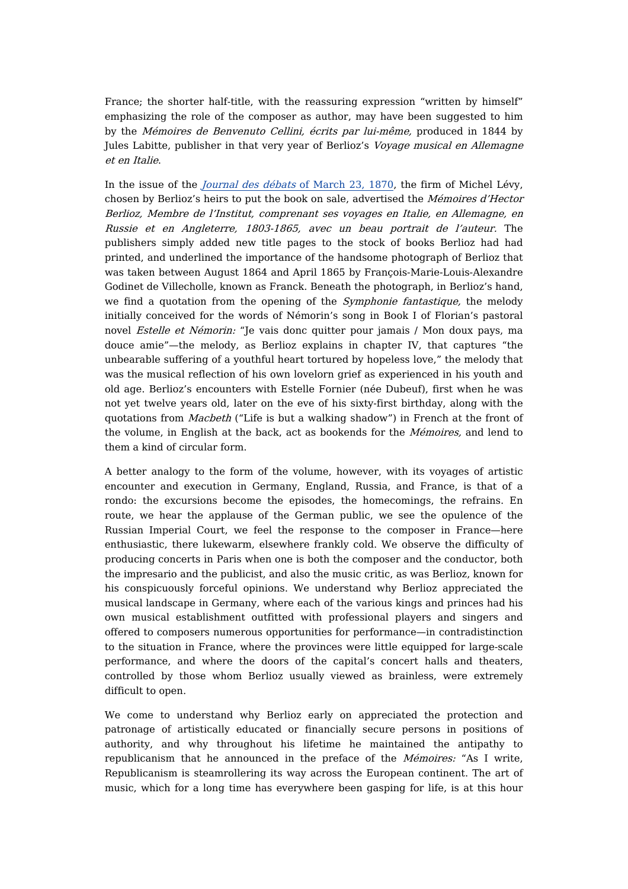France; the shorter half-title, with the reassuring expression “written by himself” emphasizing the role of the composer as author, may have been suggested to him by the *Mémoires de Benvenuto Cellini, écrits par lui-même,* produced in 1844 by Jules Labitte, publisher in that very year of Berlioz’s *Voyage musical en Allemagne et en Italie*.

In the issue of the *Journal des débats* of March 23, 1870, the firm of Michel Lévy, chosen by Berlioz’s heirs to put the book on sale, advertised the *Mémoires d’Hector Berlioz, Membre de l’Institut, comprenant ses voyages en Italie, en Allemagne, en Russie et en Angleterre, 1803-1865, avec un beau portrait de l’auteur.* The publishers simply added new title pages to the stock of books Berlioz had had printed, and underlined the importance of the handsome photograph of Berlioz that was taken between August 1864 and April 1865 by François-Marie-Louis-Alexandre Godinet de Villecholle, known as Franck. Beneath the photograph, in Berlioz’s hand, we find a quotation from the opening of the *Symphonie fantastique,* the melody initially conceived for the words of Némorin’s song in Book I of Florian’s pastoral novel *Estelle et Némorin:* “Je vais donc quitter pour jamais / Mon doux pays, ma douce amie”—the melody, as Berlioz explains in chapter IV, that captures “the unbearable suffering of a youthful heart tortured by hopeless love,” the melody that was the musical reflection of his own lovelorn grief as experienced in his youth and old age. Berlioz’s encounters with Estelle Fornier (née Dubeuf), first when he was not yet twelve years old, later on the eve of his sixty-first birthday, along with the quotations from *Macbeth* (“Life is but a walking shadow”) in French at the front of the volume, in English at the back, act as bookends for the *Mémoires,* and lend to them a kind of circular form.

A better analogy to the form of the volume, however, with its voyages of artistic encounter and execution in Germany, England, Russia, and France, is that of a rondo: the excursions become the episodes, the homecomings, the refrains. En route, we hear the applause of the German public, we see the opulence of the Russian Imperial Court, we feel the response to the composer in France—here enthusiastic, there lukewarm, elsewhere frankly cold. We observe the difficulty of producing concerts in Paris when one is both the composer and the conductor, both the impresario and the publicist, and also the music critic, as was Berlioz, known for his conspicuously forceful opinions. We understand why Berlioz appreciated the musical landscape in Germany, where each of the various kings and princes had his own musical establishment outfitted with professional players and singers and offered to composers numerous opportunities for performance—in contradistinction to the situation in France, where the provinces were little equipped for large-scale performance, and where the doors of the capital’s concert halls and theaters, controlled by those whom Berlioz usually viewed as brainless, were extremely difficult to open.

We come to understand why Berlioz early on appreciated the protection and patronage of artistically educated or financially secure persons in positions of authority, and why throughout his lifetime he maintained the antipathy to republicanism that he announced in the preface of the *Mémoires:* “As I write, Republicanism is steamrollering its way across the European continent. The art of music, which for a long time has everywhere been gasping for life, is at this hour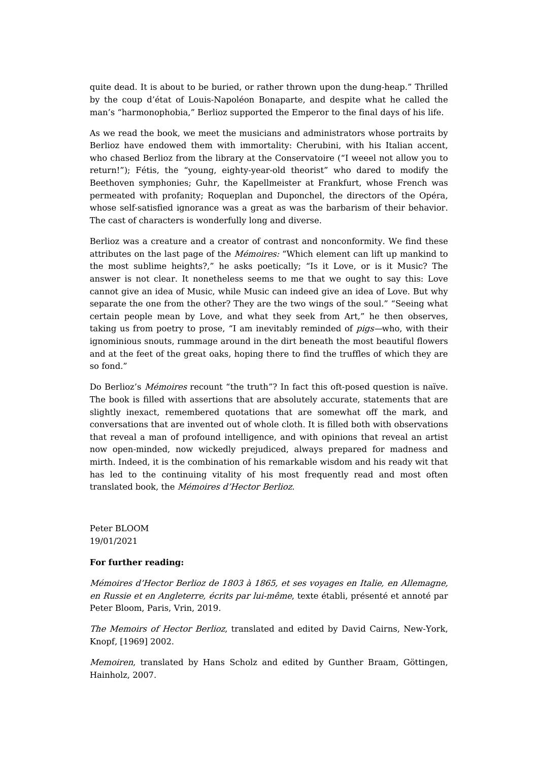quite dead. It is about to be buried, or rather thrown upon the dung-heap." Thrilled by the coup d'état of Louis-Napoléon Bonaparte, and despite what he called the man's "harmonophobia," Berlioz supported the Emperor to the final days of his life.

As we read the book, we meet the musicians and administrators whose portraits by Berlioz have endowed them with immortality: Cherubini, with his Italian accent, who chased Berlioz from the library at the Conservatoire ("I weeel not allow you to return!"); Fétis, the "young, eighty-year-old theorist" who dared to modify the Beethoven symphonies; Guhr, the Kapellmeister at Frankfurt, whose French was permeated with profanity; Roqueplan and Duponchel, the directors of the Opéra, whose self-satisfied ignorance was a great as was the barbarism of their behavior. The cast of characters is wonderfully long and diverse.

Berlioz was a creature and a creator of contrast and nonconformity. We find these attributes on the last page of the *Mémoires:* "Which element can lift up mankind to the most sublime heights?," he asks poetically; "Is it Love, or is it Music? The answer is not clear. It nonetheless seems to me that we ought to say this: Love cannot give an idea of Music, while Music can indeed give an idea of Love. But why separate the one from the other? They are the two wings of the soul." "Seeing what certain people mean by Love, and what they seek from Art," he then observes, taking us from poetry to prose, "I am inevitably reminded of *pigs*—who, with their ignominious snouts, rummage around in the dirt beneath the most beautiful flowers and at the feet of the great oaks, hoping there to find the truffles of which they are so fond."

Do Berlioz's *Mémoires* recount "the truth"? In fact this oft-posed question is naïve. The book is filled with assertions that are absolutely accurate, statements that are slightly inexact, remembered quotations that are somewhat off the mark, and conversations that are invented out of whole cloth. It is filled both with observations that reveal a man of profound intelligence, and with opinions that reveal an artist now open-minded, now wickedly prejudiced, always prepared for madness and mirth. Indeed, it is the combination of his remarkable wisdom and his ready wit that has led to the continuing vitality of his most frequently read and most often translated book, the *Mémoires d'Hector Berlioz*.

Peter BLOOM
19/01/2021

**For further reading:**

*Mémoires d'Hector Berlioz de 1803 à 1865, et ses voyages en Italie, en Allemagne, en Russie et en Angleterre, écrits par lui-même*, texte établi, présenté et annoté par Peter Bloom, Paris, Vrin, 2019.

*The Memoirs of Hector Berlioz*, translated and edited by David Cairns, New-York, Knopf, [1969] 2002.

*Memoiren*, translated by Hans Scholz and edited by Gunther Braam, Göttingen, Hainholz, 2007.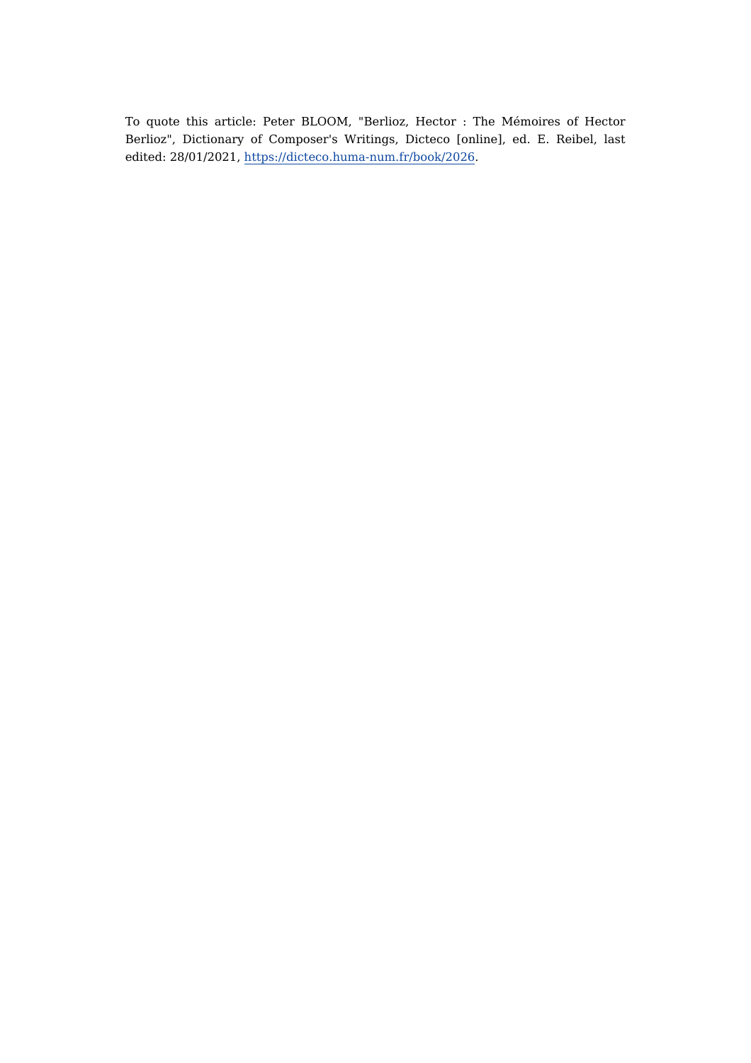To quote this article: Peter BLOOM, "Berlioz, Hector : The Mémoires of Hector Berlioz", Dictionary of Composer's Writings, Dicteco [online], ed. E. Reibel, last edited: 28/01/2021, [https://dicteco.huma-num.fr/book/2026](https://dicteco.huma-num.fr/book/2026).